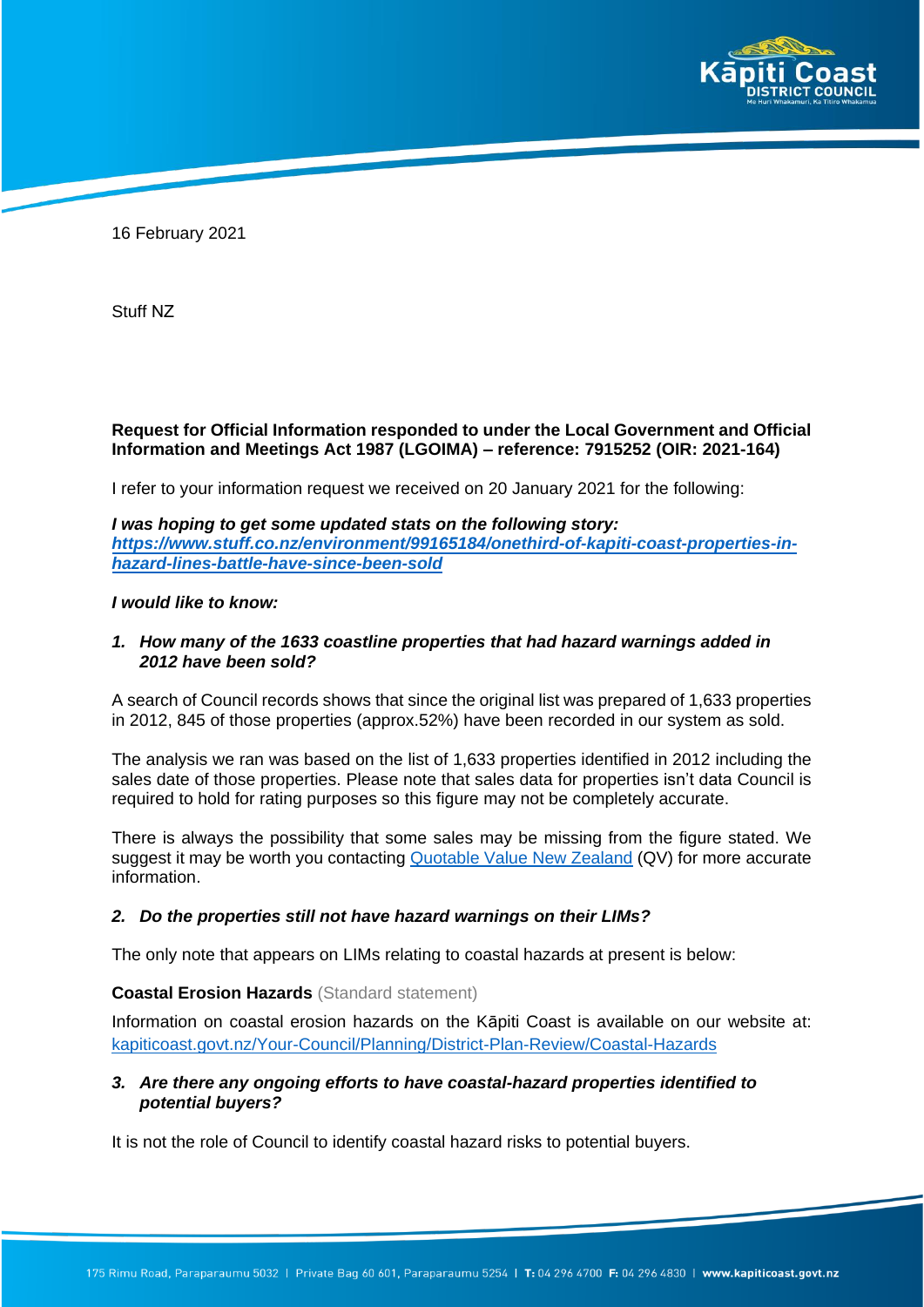16 February 2021

Stuff NZ

**Request for Official Information responded to under the Local Government and Official Information and Meetings Act 1987 (LGOIMA) – reference: 7915252 (OIR: 2021-164)**

I refer to your information request we received on 20 January 2021 for the following:

***I was hoping to get some updated stats on the following story:***
***[https://www.stuff.co.nz/environment/99165184/onethird-of-kapiti-coast-properties-in-hazard-lines-battle-have-since-been-sold](https://www.stuff.co.nz/environment/99165184/onethird-of-kapiti-coast-properties-in-hazard-lines-battle-have-since-been-sold)***

***I would like to know:***

1. ***How many of the 1633 coastline properties that had hazard warnings added in 2012 have been sold?***

A search of Council records shows that since the original list was prepared of 1,633 properties in 2012, 845 of those properties (approx.52%) have been recorded in our system as sold.

The analysis we ran was based on the list of 1,633 properties identified in 2012 including the sales date of those properties. Please note that sales data for properties isn't data Council is required to hold for rating purposes so this figure may not be completely accurate.

There is always the possibility that some sales may be missing from the figure stated. We suggest it may be worth you contacting Quotable Value New Zealand (QV) for more accurate information.

2. ***Do the properties still not have hazard warnings on their LIMs?***

The only note that appears on LIMs relating to coastal hazards at present is below:

**Coastal Erosion Hazards** (Standard statement)

Information on coastal erosion hazards on the Kāpiti Coast is available on our website at: kapiticoast.govt.nz/Your-Council/Planning/District-Plan-Review/Coastal-Hazards

3. ***Are there any ongoing efforts to have coastal-hazard properties identified to potential buyers?***

It is not the role of Council to identify coastal hazard risks to potential buyers.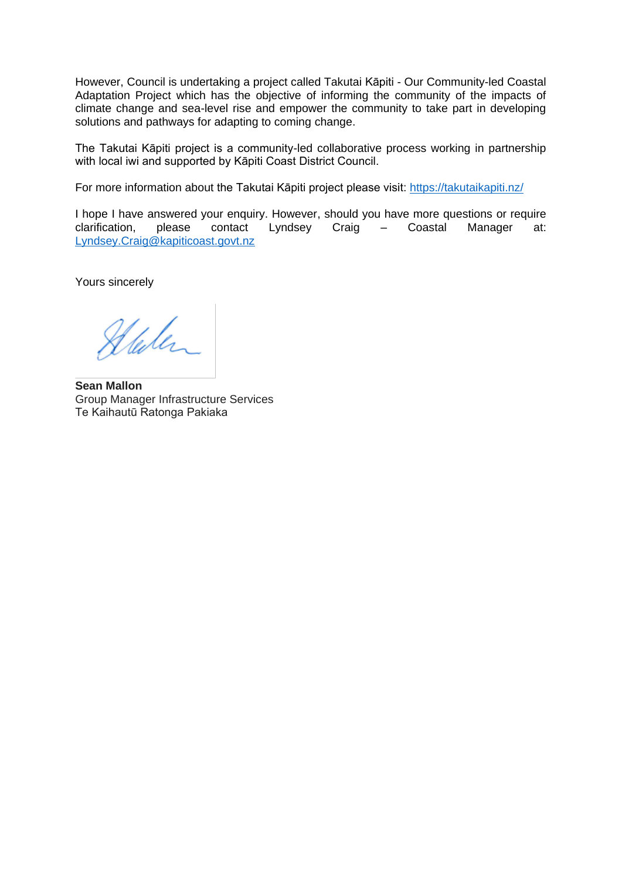However, Council is undertaking a project called Takutai Kāpiti - Our Community-led Coastal Adaptation Project which has the objective of informing the community of the impacts of climate change and sea-level rise and empower the community to take part in developing solutions and pathways for adapting to coming change.

The Takutai Kāpiti project is a community-led collaborative process working in partnership with local iwi and supported by Kāpiti Coast District Council.

For more information about the Takutai Kāpiti project please visit: https://takutaikapiti.nz/

I hope I have answered your enquiry. However, should you have more questions or require clarification, please contact Lyndsey Craig – Coastal Manager at: Lyndsey.Craig@kapiticoast.govt.nz

Yours sincerely

**Sean Mallon**
Group Manager Infrastructure Services
Te Kaihautū Ratonga Pakiaka